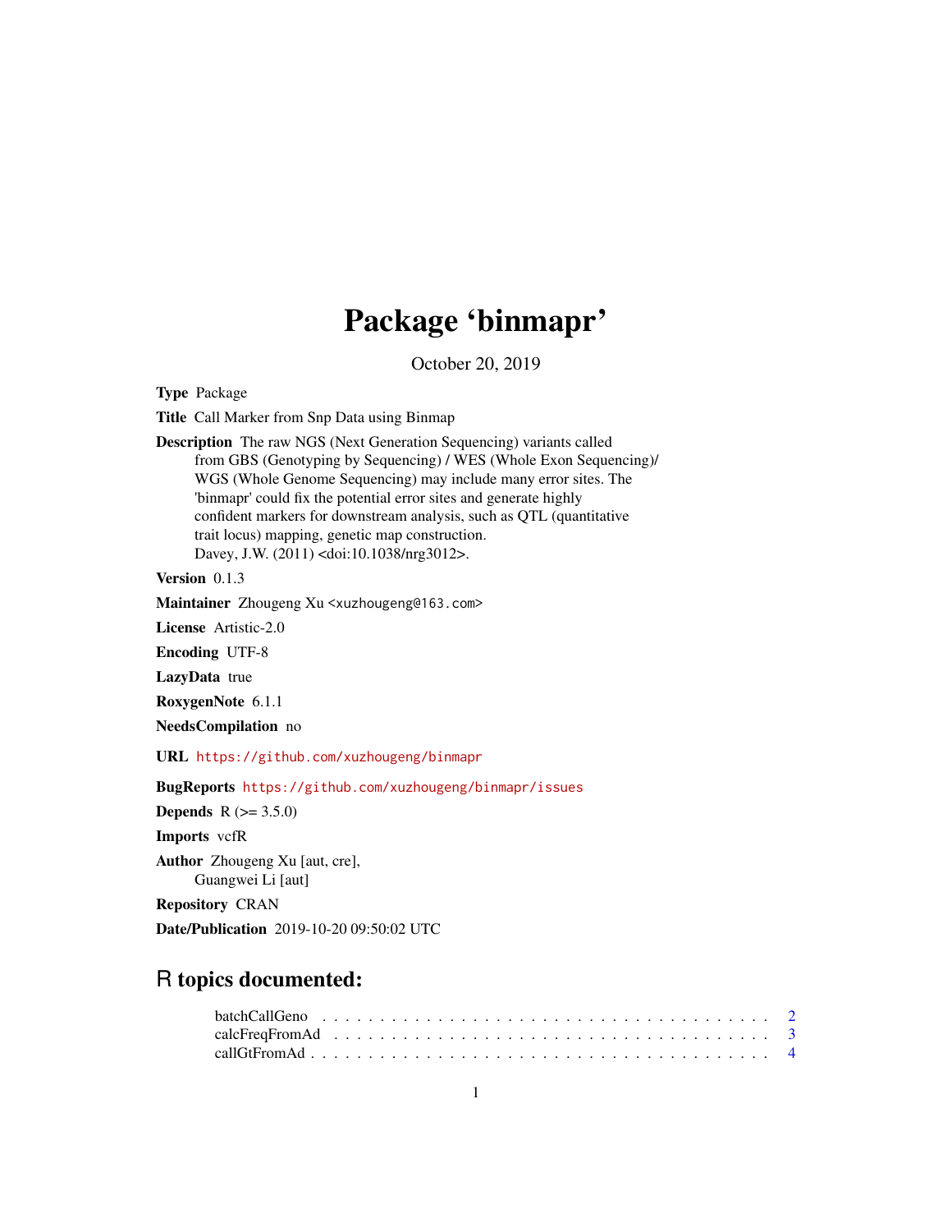# Package 'binmapr'

October 20, 2019

**Type** Package

**Title** Call Marker from Snp Data using Binmap

**Description** The raw NGS (Next Generation Sequencing) variants called from GBS (Genotyping by Sequencing) / WES (Whole Exon Sequencing)/ WGS (Whole Genome Sequencing) may include many error sites. The 'binmapr' could fix the potential error sites and generate highly confident markers for downstream analysis, such as QTL (quantitative trait locus) mapping, genetic map construction. Davey, J.W. (2011) <doi:10.1038/nrg3012>.

**Version** 0.1.3

**Maintainer** Zhougeng Xu <xuzhougeng@163.com>

**License** Artistic-2.0

**Encoding** UTF-8

**LazyData** true

**RoxygenNote** 6.1.1

**NeedsCompilation** no

**URL** https://github.com/xuzhougeng/binmapr

**BugReports** https://github.com/xuzhougeng/binmapr/issues

**Depends** R (>= 3.5.0)

**Imports** vcfR

**Author** Zhougeng Xu [aut, cre], Guangwei Li [aut]

**Repository** CRAN

**Date/Publication** 2019-10-20 09:50:02 UTC

## R topics documented:

- batchCallGeno . . . . . . . . . . . . . . . . . . . . . . . . . . . . . . . . . . . . . 2
- calcFreqFromAd . . . . . . . . . . . . . . . . . . . . . . . . . . . . . . . . . . . . 3
- callGtFromAd . . . . . . . . . . . . . . . . . . . . . . . . . . . . . . . . . . . . . 4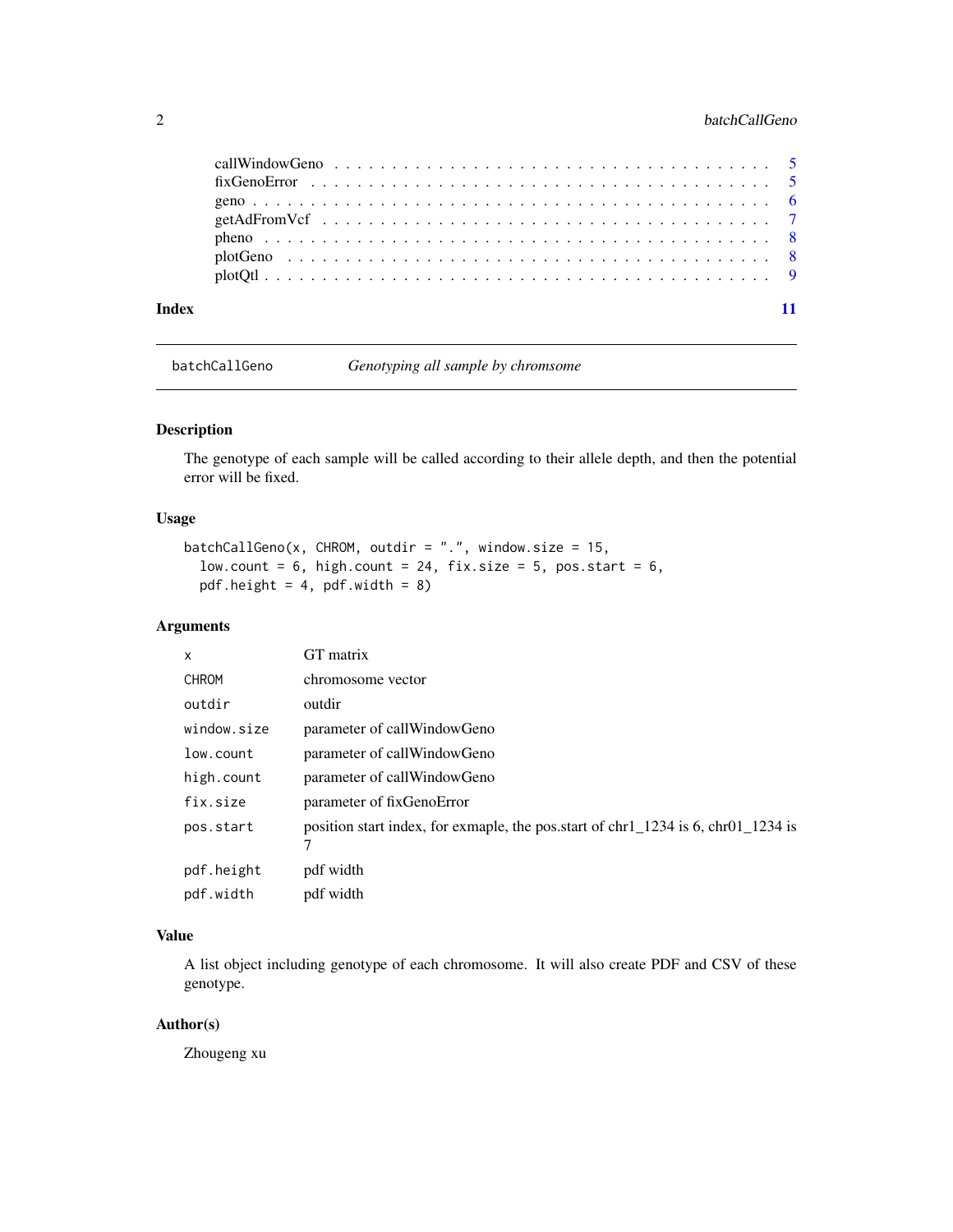callWindowGeno . . . . . . . . . . . . . . . . . . . . . . . . . . . . . . . . . . . 5
fixGenoError . . . . . . . . . . . . . . . . . . . . . . . . . . . . . . . . . . . . 5
geno . . . . . . . . . . . . . . . . . . . . . . . . . . . . . . . . . . . . . . . . 6
getAdFromVcf . . . . . . . . . . . . . . . . . . . . . . . . . . . . . . . . . . . . 7
pheno . . . . . . . . . . . . . . . . . . . . . . . . . . . . . . . . . . . . . . . 8
plotGeno . . . . . . . . . . . . . . . . . . . . . . . . . . . . . . . . . . . . . . 8
plotQtl . . . . . . . . . . . . . . . . . . . . . . . . . . . . . . . . . . . . . . . 9

**Index** **11**

---

## batchCallGeno — *Genotyping all sample by chromsome*

### Description

The genotype of each sample will be called according to their allele depth, and then the potential error will be fixed.

### Usage

```
batchCallGeno(x, CHROM, outdir = ".", window.size = 15,
  low.count = 6, high.count = 24, fix.size = 5, pos.start = 6,
  pdf.height = 4, pdf.width = 8)
```

### Arguments

| | |
|---|---|
| `x` | GT matrix |
| `CHROM` | chromosome vector |
| `outdir` | outdir |
| `window.size` | parameter of callWindowGeno |
| `low.count` | parameter of callWindowGeno |
| `high.count` | parameter of callWindowGeno |
| `fix.size` | parameter of fixGenoError |
| `pos.start` | position start index, for exmaple, the pos.start of chr1_1234 is 6, chr01_1234 is 7 |
| `pdf.height` | pdf width |
| `pdf.width` | pdf width |

### Value

A list object including genotype of each chromosome. It will also create PDF and CSV of these genotype.

### Author(s)

Zhougeng xu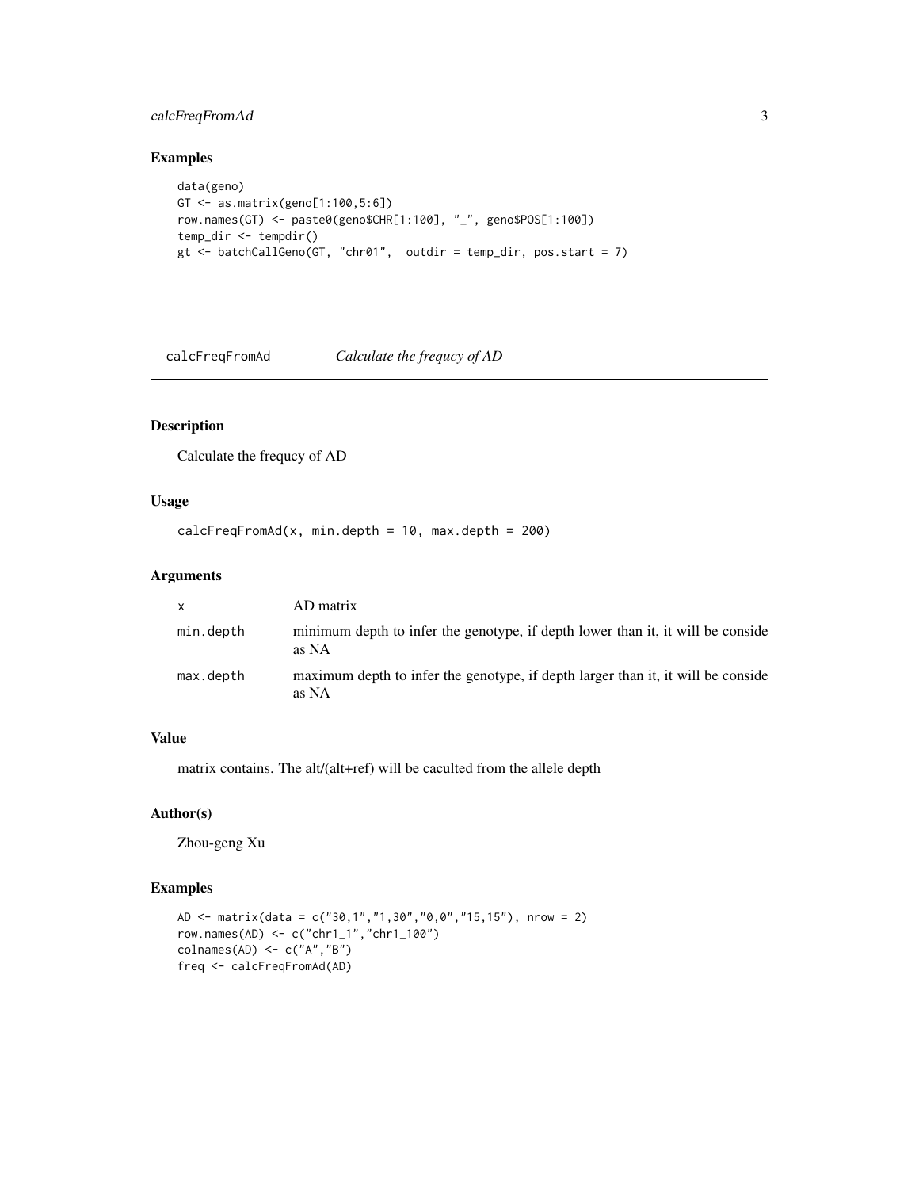## Examples

```
data(geno)
GT <- as.matrix(geno[1:100,5:6])
row.names(GT) <- paste0(geno$CHR[1:100], "_", geno$POS[1:100])
temp_dir <- tempdir()
gt <- batchCallGeno(GT, "chr01",  outdir = temp_dir, pos.start = 7)
```

---

# calcFreqFromAd *Calculate the frequcy of AD*

---

## Description

Calculate the frequcy of AD

## Usage

```
calcFreqFromAd(x, min.depth = 10, max.depth = 200)
```

## Arguments

| | |
|---|---|
| x | AD matrix |
| min.depth | minimum depth to infer the genotype, if depth lower than it, it will be conside as NA |
| max.depth | maximum depth to infer the genotype, if depth larger than it, it will be conside as NA |

## Value

matrix contains. The alt/(alt+ref) will be caculted from the allele depth

## Author(s)

Zhou-geng Xu

## Examples

```
AD <- matrix(data = c("30,1","1,30","0,0","15,15"), nrow = 2)
row.names(AD) <- c("chr1_1","chr1_100")
colnames(AD) <- c("A","B")
freq <- calcFreqFromAd(AD)
```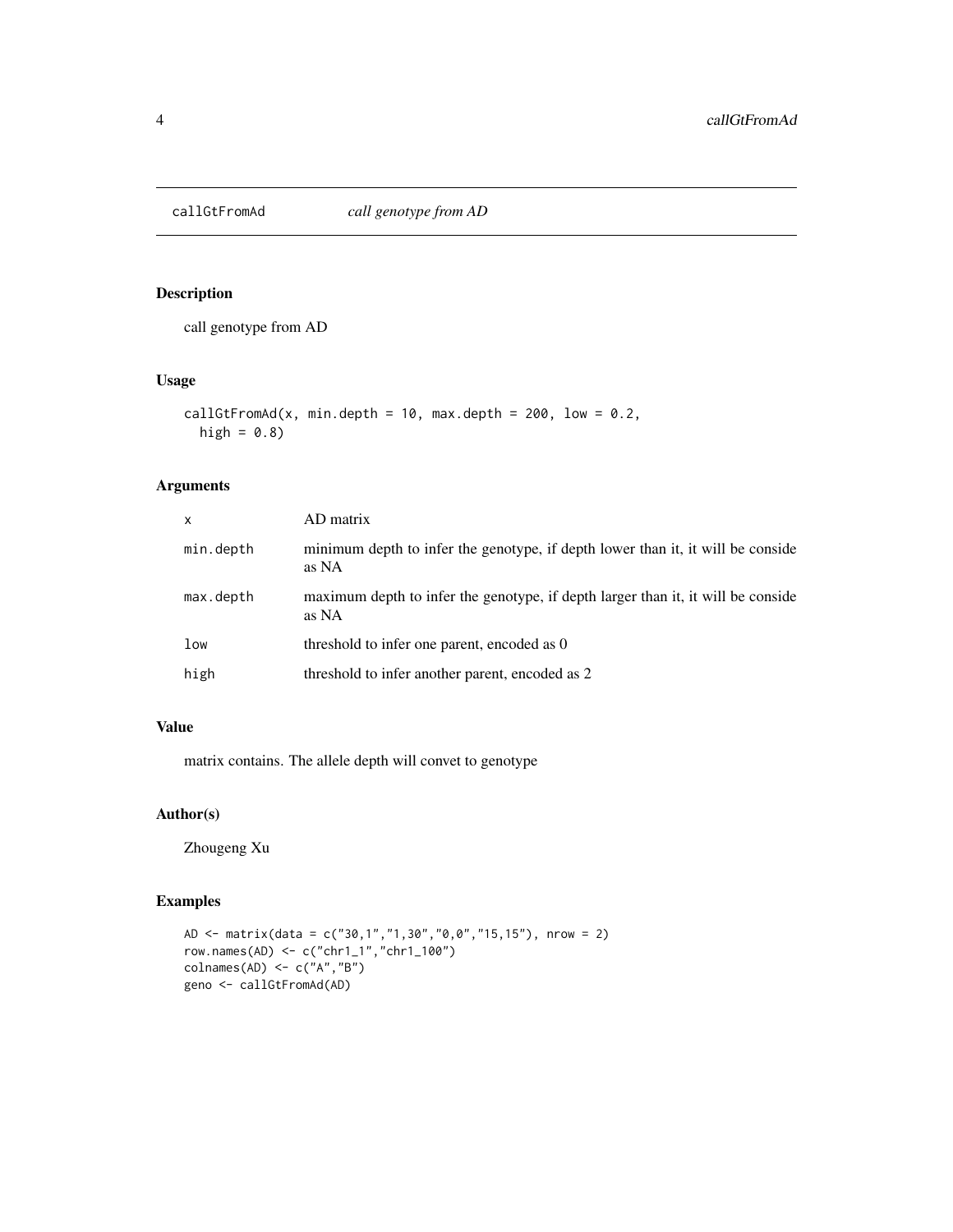callGtFromAd *call genotype from AD*

## Description

call genotype from AD

## Usage

```
callGtFromAd(x, min.depth = 10, max.depth = 200, low = 0.2,
  high = 0.8)
```

## Arguments

| | |
|---|---|
| x | AD matrix |
| min.depth | minimum depth to infer the genotype, if depth lower than it, it will be conside as NA |
| max.depth | maximum depth to infer the genotype, if depth larger than it, it will be conside as NA |
| low | threshold to infer one parent, encoded as 0 |
| high | threshold to infer another parent, encoded as 2 |

## Value

matrix contains. The allele depth will convet to genotype

## Author(s)

Zhougeng Xu

## Examples

```
AD <- matrix(data = c("30,1","1,30","0,0","15,15"), nrow = 2)
row.names(AD) <- c("chr1_1","chr1_100")
colnames(AD) <- c("A","B")
geno <- callGtFromAd(AD)
```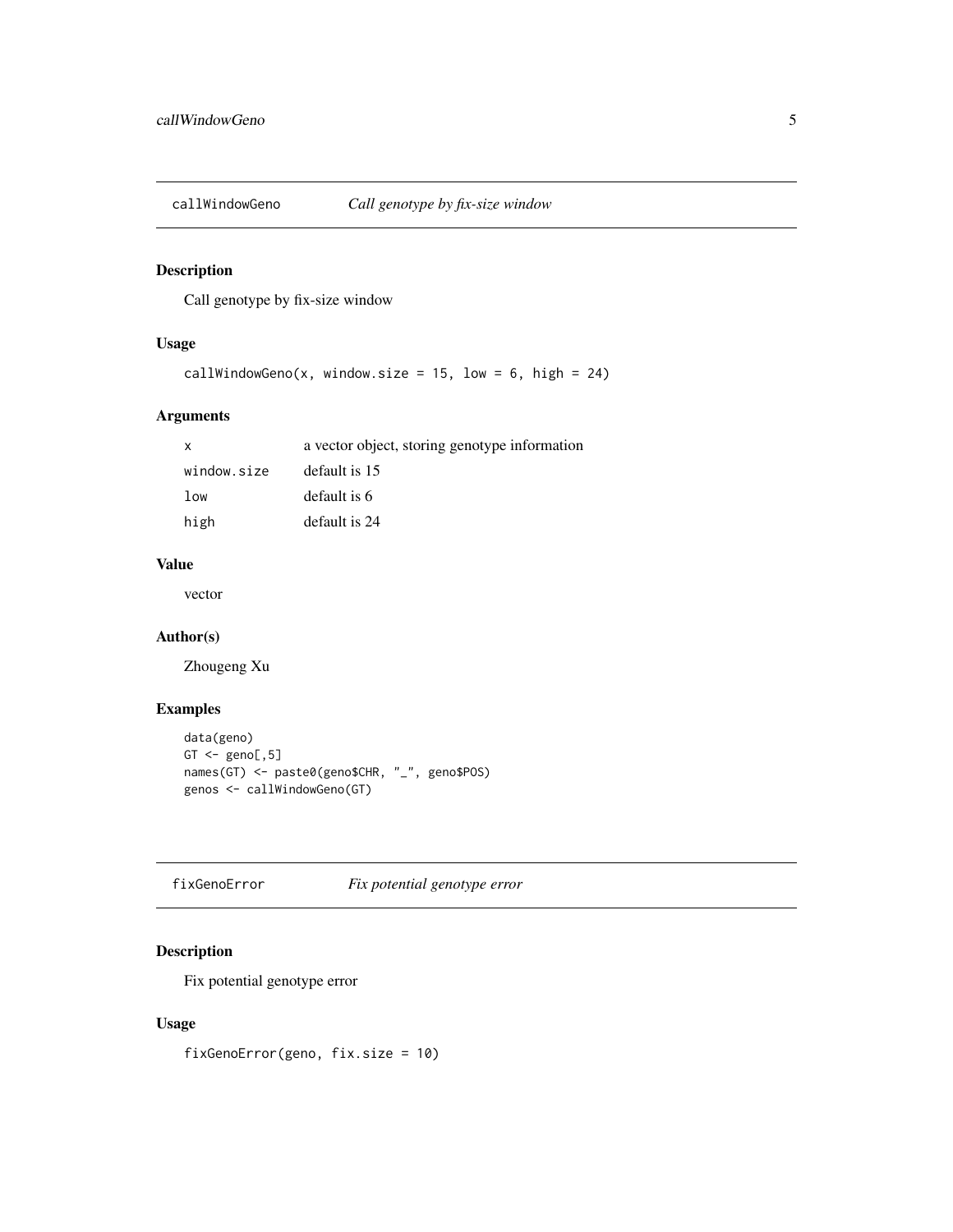## callWindowGeno — *Call genotype by fix-size window*

### Description

Call genotype by fix-size window

### Usage

```
callWindowGeno(x, window.size = 15, low = 6, high = 24)
```

### Arguments

| | |
|---|---|
| x | a vector object, storing genotype information |
| window.size | default is 15 |
| low | default is 6 |
| high | default is 24 |

### Value

vector

### Author(s)

Zhougeng Xu

### Examples

```
data(geno)
GT <- geno[,5]
names(GT) <- paste0(geno$CHR, "_", geno$POS)
genos <- callWindowGeno(GT)
```

## fixGenoError — *Fix potential genotype error*

### Description

Fix potential genotype error

### Usage

```
fixGenoError(geno, fix.size = 10)
```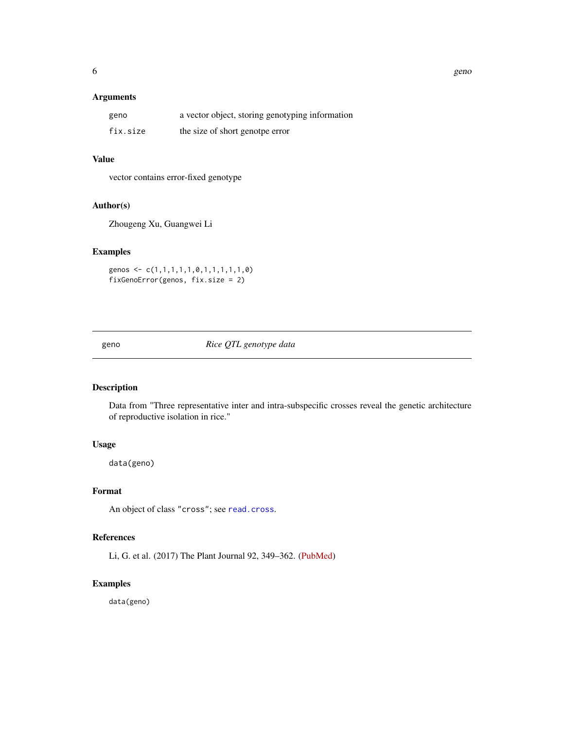### Arguments

| | |
|---|---|
| `geno` | a vector object, storing genotyping information |
| `fix.size` | the size of short genotpe error |

### Value

vector contains error-fixed genotype

### Author(s)

Zhougeng Xu, Guangwei Li

### Examples

```
genos <- c(1,1,1,1,1,0,1,1,1,1,1,0)
fixGenoError(genos, fix.size = 2)
```

---

## geno — *Rice QTL genotype data*

---

### Description

Data from "Three representative inter and intra-subspecific crosses reveal the genetic architecture of reproductive isolation in rice."

### Usage

```
data(geno)
```

### Format

An object of class `"cross"`; see `read.cross`.

### References

Li, G. et al. (2017) The Plant Journal 92, 349–362. (PubMed)

### Examples

```
data(geno)
```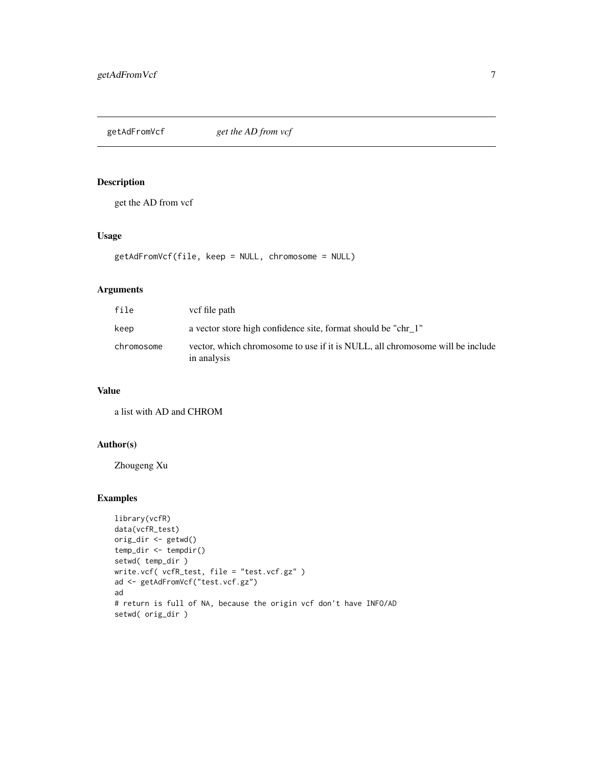# getAdFromVcf *get the AD from vcf*

## Description

get the AD from vcf

## Usage

```
getAdFromVcf(file, keep = NULL, chromosome = NULL)
```

## Arguments

| | |
|---|---|
| file | vcf file path |
| keep | a vector store high confidence site, format should be "chr_1" |
| chromosome | vector, which chromosome to use if it is NULL, all chromosome will be include in analysis |

## Value

a list with AD and CHROM

## Author(s)

Zhougeng Xu

## Examples

```
library(vcfR)
data(vcfR_test)
orig_dir <- getwd()
temp_dir <- tempdir()
setwd( temp_dir )
write.vcf( vcfR_test, file = "test.vcf.gz" )
ad <- getAdFromVcf("test.vcf.gz")
ad
# return is full of NA, because the origin vcf don't have INFO/AD
setwd( orig_dir )
```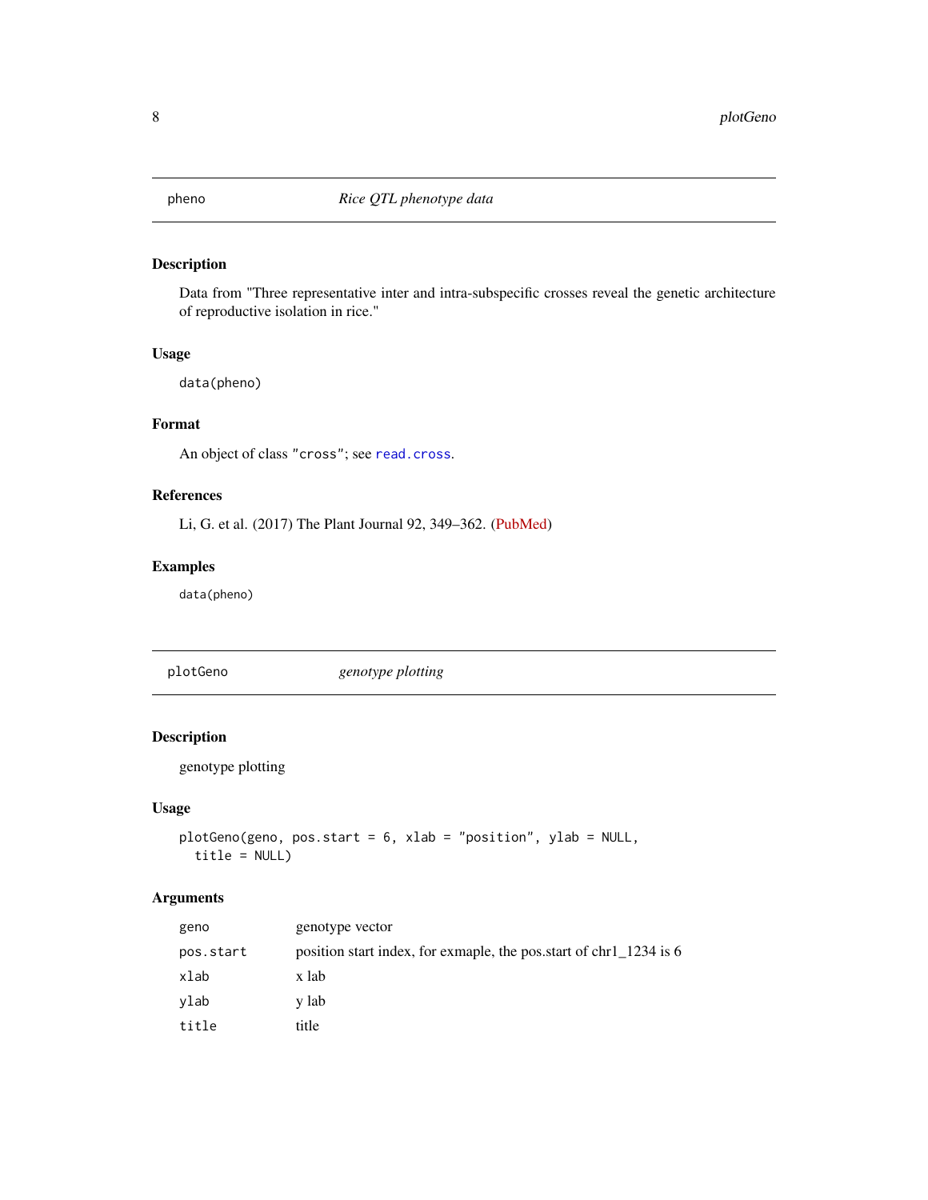## pheno — *Rice QTL phenotype data*

### Description

Data from "Three representative inter and intra-subspecific crosses reveal the genetic architecture of reproductive isolation in rice."

### Usage

```
data(pheno)
```

### Format

An object of class "cross"; see read.cross.

### References

Li, G. et al. (2017) The Plant Journal 92, 349–362. (PubMed)

### Examples

```
data(pheno)
```

## plotGeno — *genotype plotting*

### Description

genotype plotting

### Usage

```
plotGeno(geno, pos.start = 6, xlab = "position", ylab = NULL,
  title = NULL)
```

### Arguments

| | |
|---|---|
| geno | genotype vector |
| pos.start | position start index, for exmaple, the pos.start of chr1_1234 is 6 |
| xlab | x lab |
| ylab | y lab |
| title | title |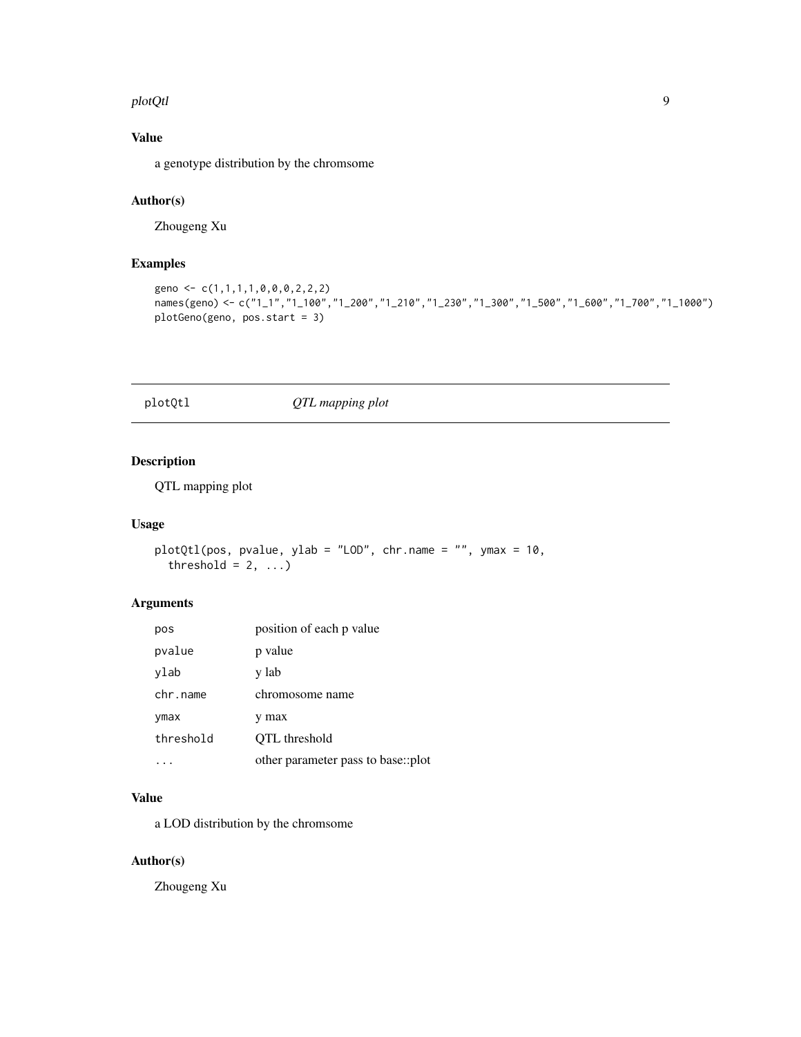## Value

a genotype distribution by the chromsome

## Author(s)

Zhougeng Xu

## Examples

```
geno <- c(1,1,1,1,0,0,0,2,2,2)
names(geno) <- c("1_1","1_100","1_200","1_210","1_230","1_300","1_500","1_600","1_700","1_1000")
plotGeno(geno, pos.start = 3)
```

---

# plotQtl — *QTL mapping plot*

---

## Description

QTL mapping plot

## Usage

```
plotQtl(pos, pvalue, ylab = "LOD", chr.name = "", ymax = 10,
  threshold = 2, ...)
```

## Arguments

| | |
|---|---|
| pos | position of each p value |
| pvalue | p value |
| ylab | y lab |
| chr.name | chromosome name |
| ymax | y max |
| threshold | QTL threshold |
| ... | other parameter pass to base::plot |

## Value

a LOD distribution by the chromsome

## Author(s)

Zhougeng Xu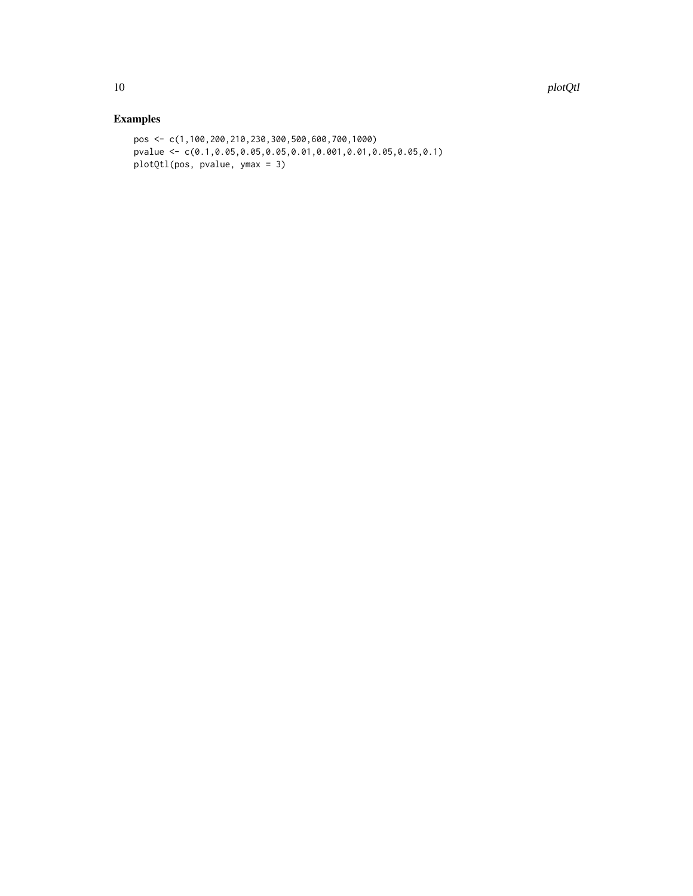## Examples

```
pos <- c(1,100,200,210,230,300,500,600,700,1000)
pvalue <- c(0.1,0.05,0.05,0.05,0.01,0.001,0.01,0.05,0.05,0.1)
plotQtl(pos, pvalue, ymax = 3)
```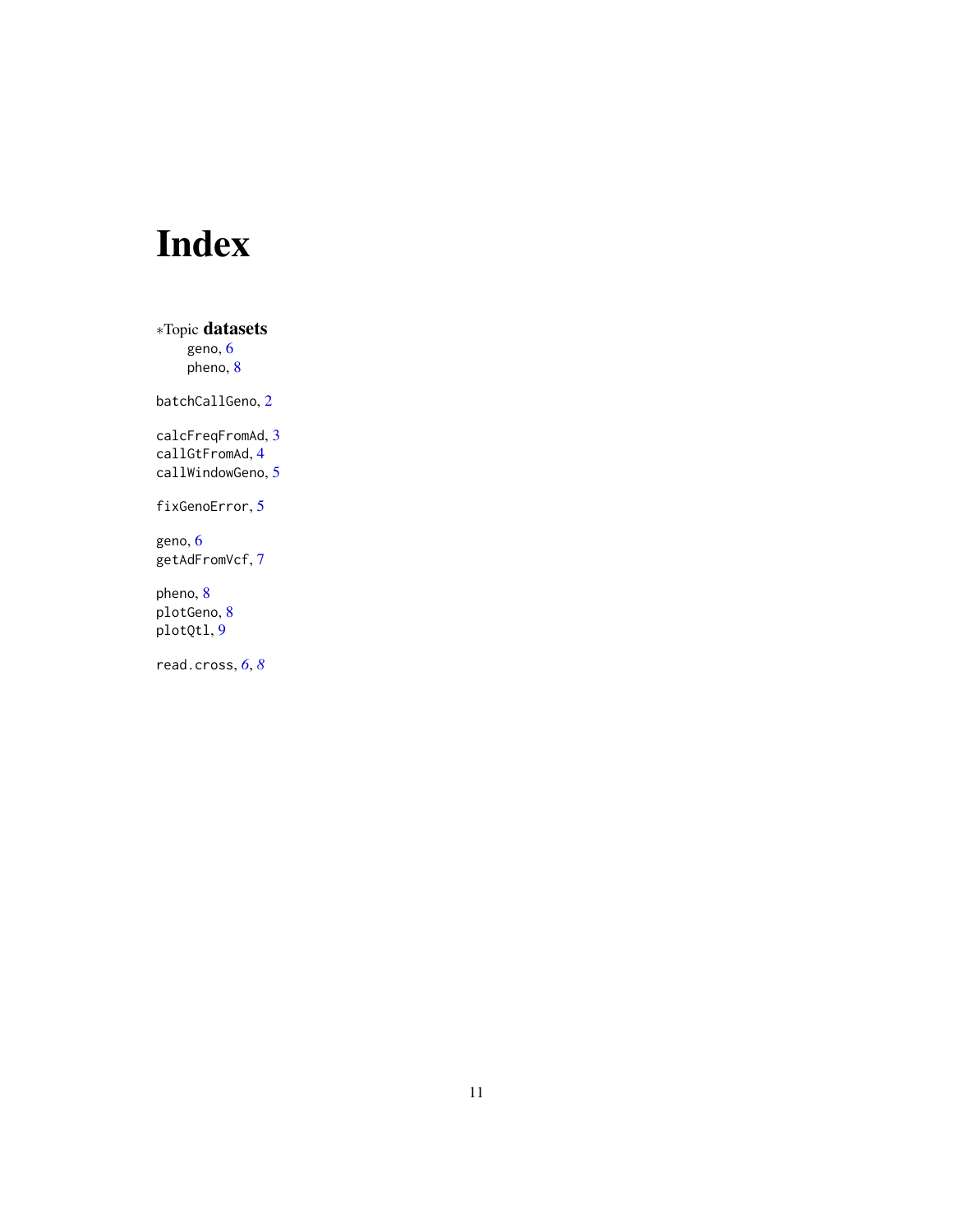# Index

*Topic **datasets**
  geno, 6
  pheno, 8

batchCallGeno, 2

calcFreqFromAd, 3
callGtFromAd, 4
callWindowGeno, 5

fixGenoError, 5

geno, 6
getAdFromVcf, 7

pheno, 8
plotGeno, 8
plotQtl, 9

read.cross, *6*, *8*